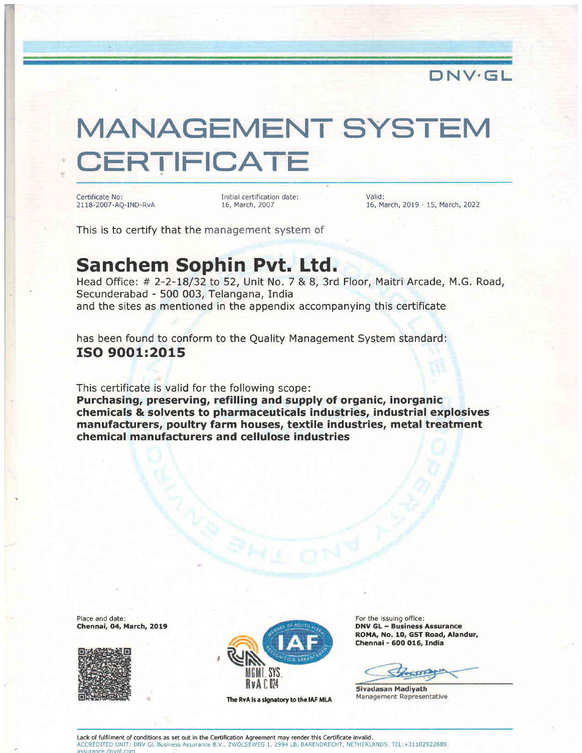DNV·GL

# MANAGEMENT SYSTEM CERTIFICATE

Certificate No:
2118-2007-AQ-IND-RvA

Initial certification date:
16, March, 2007

Valid:
16, March, 2019 - 15, March, 2022

This is to certify that the management system of

## Sanchem Sophin Pvt. Ltd.

Head Office: # 2-2-18/32 to 52, Unit No. 7 & 8, 3rd Floor, Maitri Arcade, M.G. Road, Secunderabad - 500 003, Telangana, India
and the sites as mentioned in the appendix accompanying this certificate

has been found to conform to the Quality Management System standard:
**ISO 9001:2015**

This certificate is valid for the following scope:
**Purchasing, preserving, refilling and supply of organic, inorganic chemicals & solvents to pharmaceuticals industries, industrial explosives manufacturers, poultry farm houses, textile industries, metal treatment chemical manufacturers and cellulose industries**

Place and date:
**Chennai, 04, March, 2019**

MGMT. SYS.
RvA C 024
The RvA is a signatory to the IAF MLA

For the issuing office:
**DNV GL – Business Assurance**
**ROMA, No. 10, GST Road, Alandur,**
**Chennai - 600 016, India**

**Sivadasan Madiyath**
Management Representative

Lack of fulfilment of conditions as set out in the Certification Agreement may render this Certificate invalid.
ACCREDITED UNIT: DNV GL Business Assurance B.V., ZWOLSEWEG 1, 2994 LB, BARENDRECHT, NETHERLANDS. TEL: +31102922689. assurance.dnvgl.com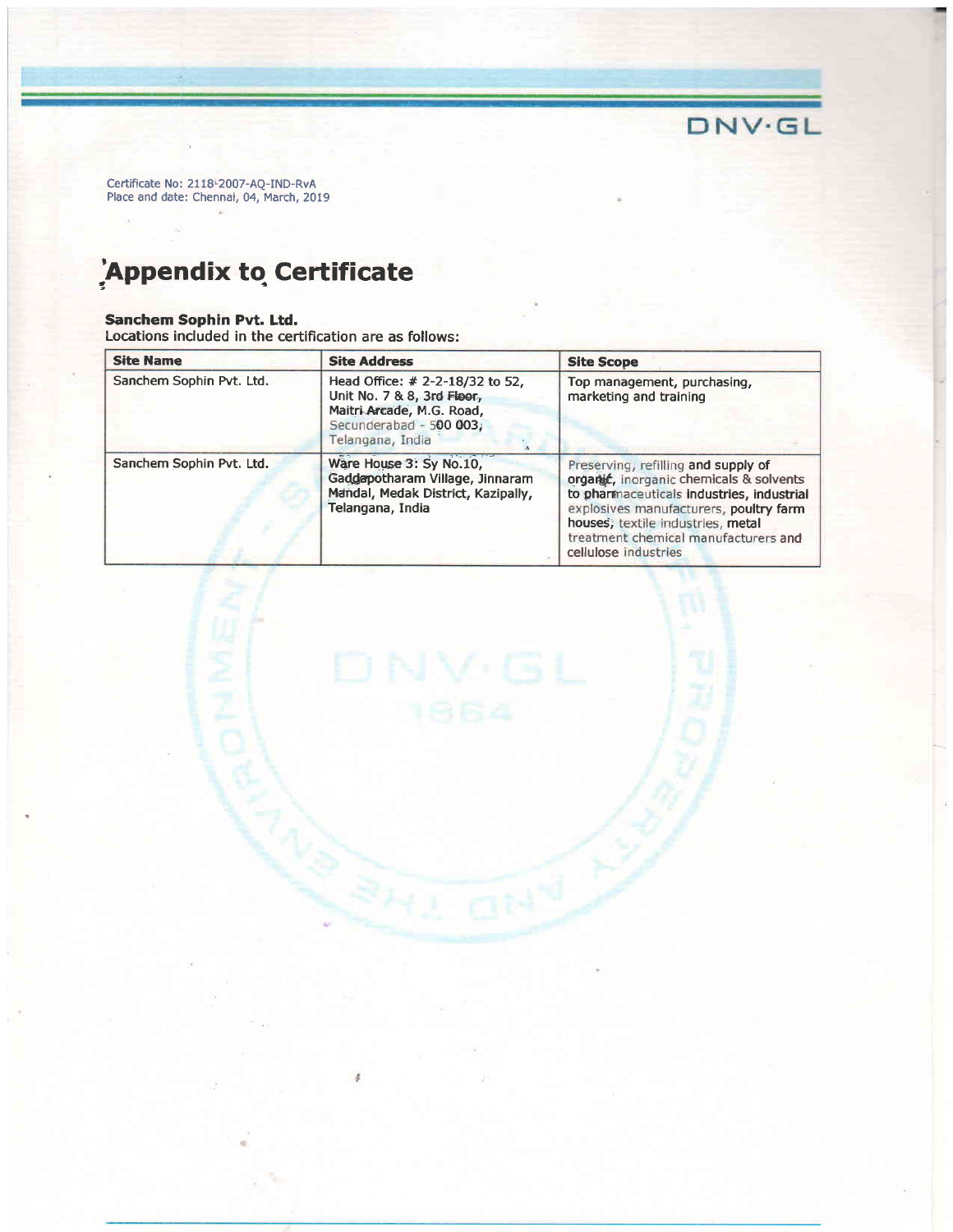DNV·GL

Certificate No: 2118-2007-AQ-IND-RvA
Place and date: Chennai, 04, March, 2019

# Appendix to Certificate

**Sanchem Sophin Pvt. Ltd.**
Locations included in the certification are as follows:

| Site Name | Site Address | Site Scope |
| --- | --- | --- |
| Sanchem Sophin Pvt. Ltd. | Head Office: # 2-2-18/32 to 52, Unit No. 7 & 8, 3rd Floor, Maitri Arcade, M.G. Road, Secunderabad - 500 003, Telangana, India | Top management, purchasing, marketing and training |
| Sanchem Sophin Pvt. Ltd. | Ware House 3: Sy No.10, Gaddapotharam Village, Jinnaram Mandal, Medak District, Kazipally, Telangana, India | Preserving, refilling and supply of organic, inorganic chemicals & solvents to pharmaceuticals industries, industrial explosives manufacturers, poultry farm houses, textile industries, metal treatment chemical manufacturers and cellulose industries |